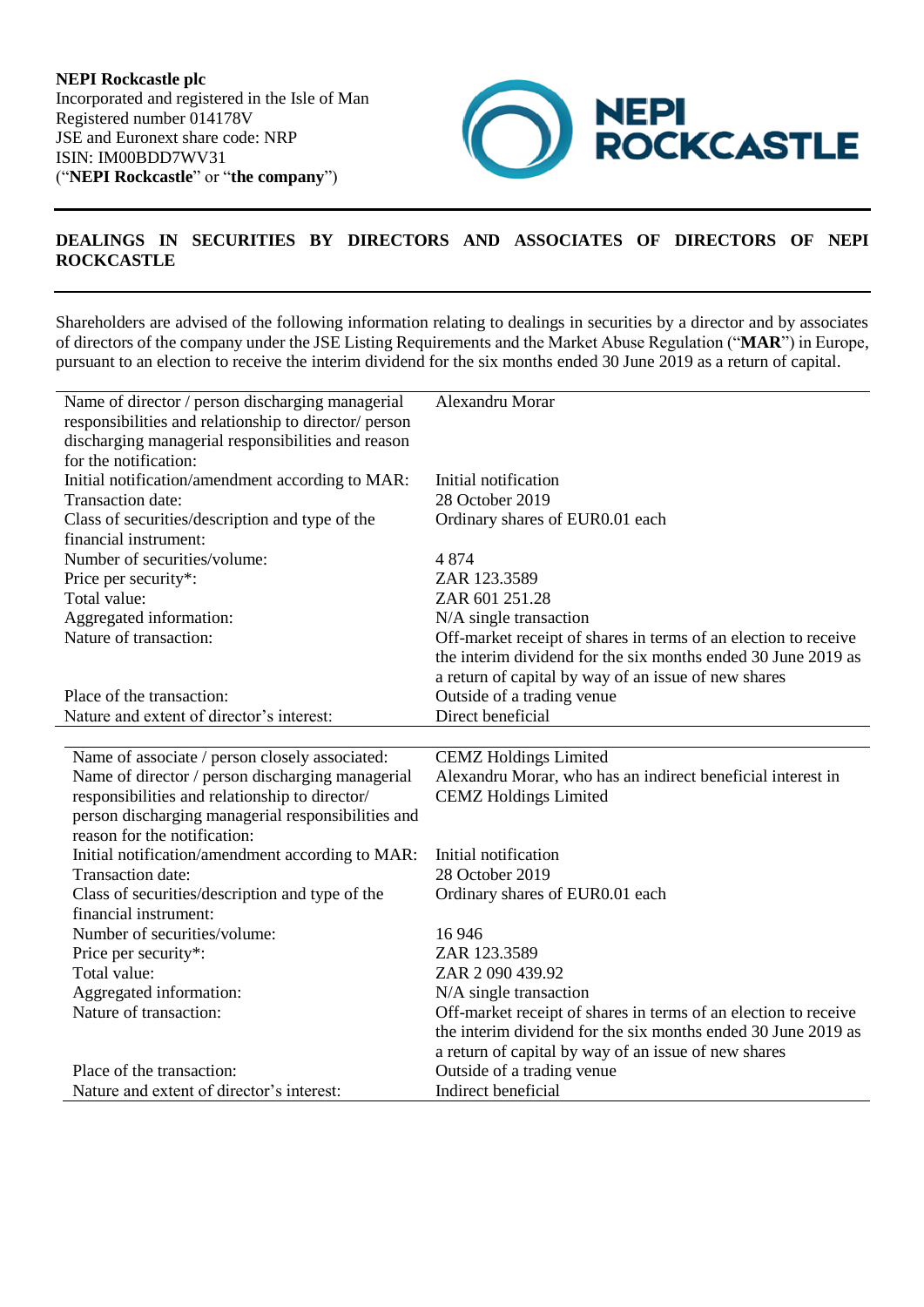**NEPI Rockcastle plc**
Incorporated and registered in the Isle of Man
Registered number 014178V
JSE and Euronext share code: NRP
ISIN: IM00BDD7WV31
("**NEPI Rockcastle**" or "**the company**")

## DEALINGS IN SECURITIES BY DIRECTORS AND ASSOCIATES OF DIRECTORS OF NEPI ROCKCASTLE

Shareholders are advised of the following information relating to dealings in securities by a director and by associates of directors of the company under the JSE Listing Requirements and the Market Abuse Regulation ("**MAR**") in Europe, pursuant to an election to receive the interim dividend for the six months ended 30 June 2019 as a return of capital.

| | |
|---|---|
| Name of director / person discharging managerial responsibilities and relationship to director/ person discharging managerial responsibilities and reason for the notification: | Alexandru Morar |
| Initial notification/amendment according to MAR: | Initial notification |
| Transaction date: | 28 October 2019 |
| Class of securities/description and type of the financial instrument: | Ordinary shares of EUR0.01 each |
| Number of securities/volume: | 4 874 |
| Price per security*: | ZAR 123.3589 |
| Total value: | ZAR 601 251.28 |
| Aggregated information: | N/A single transaction |
| Nature of transaction: | Off-market receipt of shares in terms of an election to receive the interim dividend for the six months ended 30 June 2019 as a return of capital by way of an issue of new shares |
| Place of the transaction: | Outside of a trading venue |
| Nature and extent of director's interest: | Direct beneficial |

| | |
|---|---|
| Name of associate / person closely associated: | CEMZ Holdings Limited |
| Name of director / person discharging managerial responsibilities and relationship to director/ person discharging managerial responsibilities and reason for the notification: | Alexandru Morar, who has an indirect beneficial interest in CEMZ Holdings Limited |
| Initial notification/amendment according to MAR: | Initial notification |
| Transaction date: | 28 October 2019 |
| Class of securities/description and type of the financial instrument: | Ordinary shares of EUR0.01 each |
| Number of securities/volume: | 16 946 |
| Price per security*: | ZAR 123.3589 |
| Total value: | ZAR 2 090 439.92 |
| Aggregated information: | N/A single transaction |
| Nature of transaction: | Off-market receipt of shares in terms of an election to receive the interim dividend for the six months ended 30 June 2019 as a return of capital by way of an issue of new shares |
| Place of the transaction: | Outside of a trading venue |
| Nature and extent of director's interest: | Indirect beneficial |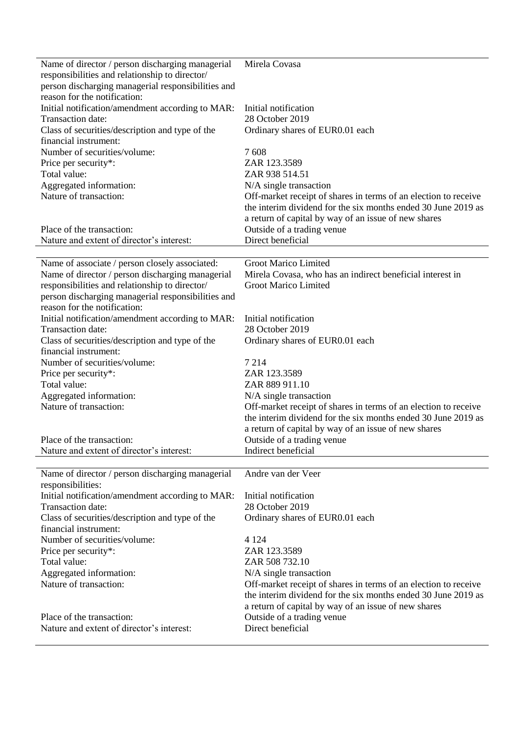| | |
|---|---|
| Name of director / person discharging managerial responsibilities and relationship to director/ person discharging managerial responsibilities and reason for the notification: | Mirela Covasa |
| Initial notification/amendment according to MAR: | Initial notification |
| Transaction date: | 28 October 2019 |
| Class of securities/description and type of the financial instrument: | Ordinary shares of EUR0.01 each |
| Number of securities/volume: | 7 608 |
| Price per security*: | ZAR 123.3589 |
| Total value: | ZAR 938 514.51 |
| Aggregated information: | N/A single transaction |
| Nature of transaction: | Off-market receipt of shares in terms of an election to receive the interim dividend for the six months ended 30 June 2019 as a return of capital by way of an issue of new shares |
| Place of the transaction: | Outside of a trading venue |
| Nature and extent of director's interest: | Direct beneficial |

| | |
|---|---|
| Name of associate / person closely associated: | Groot Marico Limited |
| Name of director / person discharging managerial responsibilities and relationship to director/ person discharging managerial responsibilities and reason for the notification: | Mirela Covasa, who has an indirect beneficial interest in Groot Marico Limited |
| Initial notification/amendment according to MAR: | Initial notification |
| Transaction date: | 28 October 2019 |
| Class of securities/description and type of the financial instrument: | Ordinary shares of EUR0.01 each |
| Number of securities/volume: | 7 214 |
| Price per security*: | ZAR 123.3589 |
| Total value: | ZAR 889 911.10 |
| Aggregated information: | N/A single transaction |
| Nature of transaction: | Off-market receipt of shares in terms of an election to receive the interim dividend for the six months ended 30 June 2019 as a return of capital by way of an issue of new shares |
| Place of the transaction: | Outside of a trading venue |
| Nature and extent of director's interest: | Indirect beneficial |

| | |
|---|---|
| Name of director / person discharging managerial responsibilities: | Andre van der Veer |
| Initial notification/amendment according to MAR: | Initial notification |
| Transaction date: | 28 October 2019 |
| Class of securities/description and type of the financial instrument: | Ordinary shares of EUR0.01 each |
| Number of securities/volume: | 4 124 |
| Price per security*: | ZAR 123.3589 |
| Total value: | ZAR 508 732.10 |
| Aggregated information: | N/A single transaction |
| Nature of transaction: | Off-market receipt of shares in terms of an election to receive the interim dividend for the six months ended 30 June 2019 as a return of capital by way of an issue of new shares |
| Place of the transaction: | Outside of a trading venue |
| Nature and extent of director's interest: | Direct beneficial |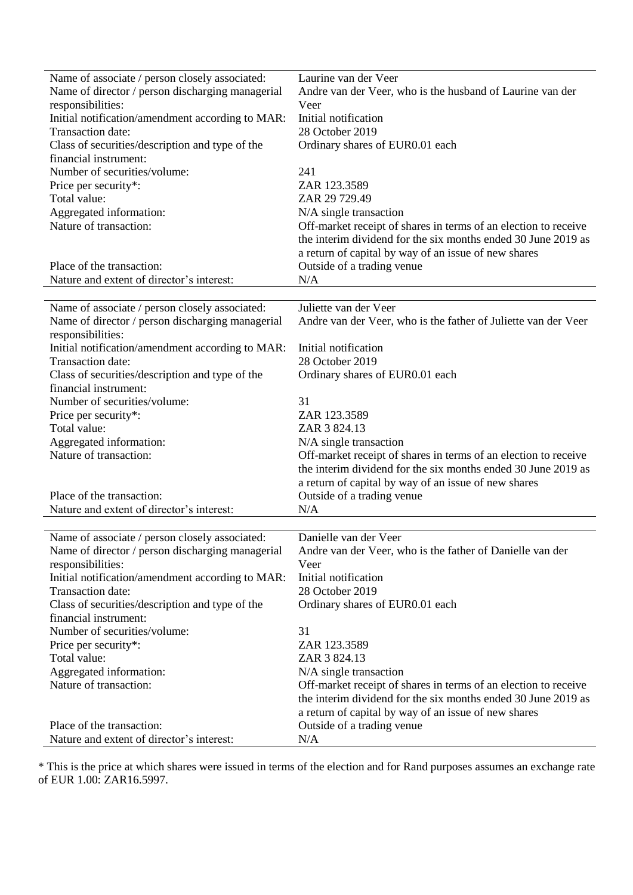| | |
|---|---|
| Name of associate / person closely associated: | Laurine van der Veer |
| Name of director / person discharging managerial responsibilities: | Andre van der Veer, who is the husband of Laurine van der Veer |
| Initial notification/amendment according to MAR: | Initial notification |
| Transaction date: | 28 October 2019 |
| Class of securities/description and type of the financial instrument: | Ordinary shares of EUR0.01 each |
| Number of securities/volume: | 241 |
| Price per security*: | ZAR 123.3589 |
| Total value: | ZAR 29 729.49 |
| Aggregated information: | N/A single transaction |
| Nature of transaction: | Off-market receipt of shares in terms of an election to receive the interim dividend for the six months ended 30 June 2019 as a return of capital by way of an issue of new shares |
| Place of the transaction: | Outside of a trading venue |
| Nature and extent of director's interest: | N/A |

| | |
|---|---|
| Name of associate / person closely associated: | Juliette van der Veer |
| Name of director / person discharging managerial responsibilities: | Andre van der Veer, who is the father of Juliette van der Veer |
| Initial notification/amendment according to MAR: | Initial notification |
| Transaction date: | 28 October 2019 |
| Class of securities/description and type of the financial instrument: | Ordinary shares of EUR0.01 each |
| Number of securities/volume: | 31 |
| Price per security*: | ZAR 123.3589 |
| Total value: | ZAR 3 824.13 |
| Aggregated information: | N/A single transaction |
| Nature of transaction: | Off-market receipt of shares in terms of an election to receive the interim dividend for the six months ended 30 June 2019 as a return of capital by way of an issue of new shares |
| Place of the transaction: | Outside of a trading venue |
| Nature and extent of director's interest: | N/A |

| | |
|---|---|
| Name of associate / person closely associated: | Danielle van der Veer |
| Name of director / person discharging managerial responsibilities: | Andre van der Veer, who is the father of Danielle van der Veer |
| Initial notification/amendment according to MAR: | Initial notification |
| Transaction date: | 28 October 2019 |
| Class of securities/description and type of the financial instrument: | Ordinary shares of EUR0.01 each |
| Number of securities/volume: | 31 |
| Price per security*: | ZAR 123.3589 |
| Total value: | ZAR 3 824.13 |
| Aggregated information: | N/A single transaction |
| Nature of transaction: | Off-market receipt of shares in terms of an election to receive the interim dividend for the six months ended 30 June 2019 as a return of capital by way of an issue of new shares |
| Place of the transaction: | Outside of a trading venue |
| Nature and extent of director's interest: | N/A |

* This is the price at which shares were issued in terms of the election and for Rand purposes assumes an exchange rate of EUR 1.00: ZAR16.5997.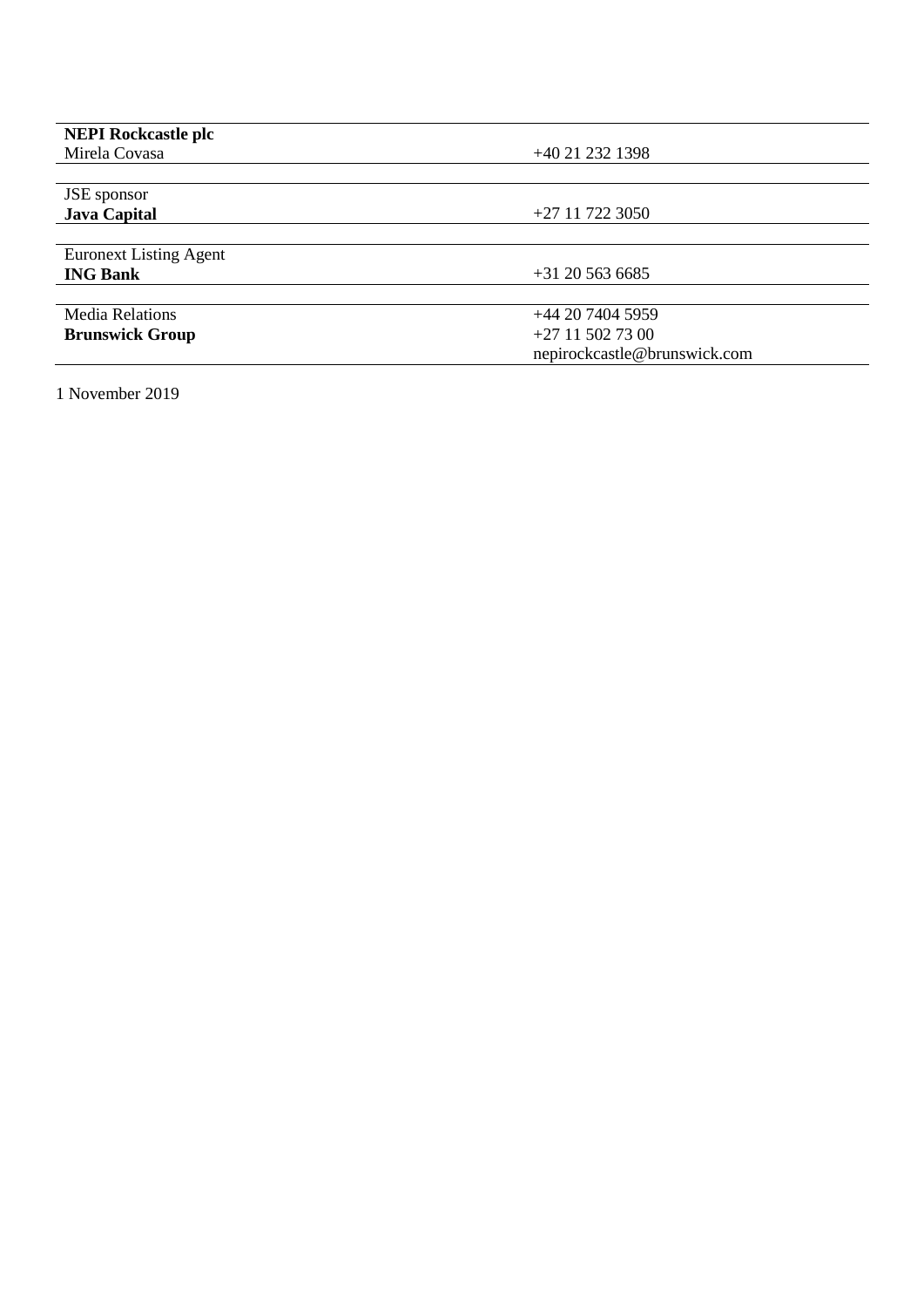| | |
|---|---|
| **NEPI Rockcastle plc**<br>Mirela Covasa | +40 21 232 1398 |
| JSE sponsor<br>**Java Capital** | +27 11 722 3050 |
| Euronext Listing Agent<br>**ING Bank** | +31 20 563 6685 |
| Media Relations<br>**Brunswick Group** | +44 20 7404 5959<br>+27 11 502 73 00<br>nepirockcastle@brunswick.com |

1 November 2019